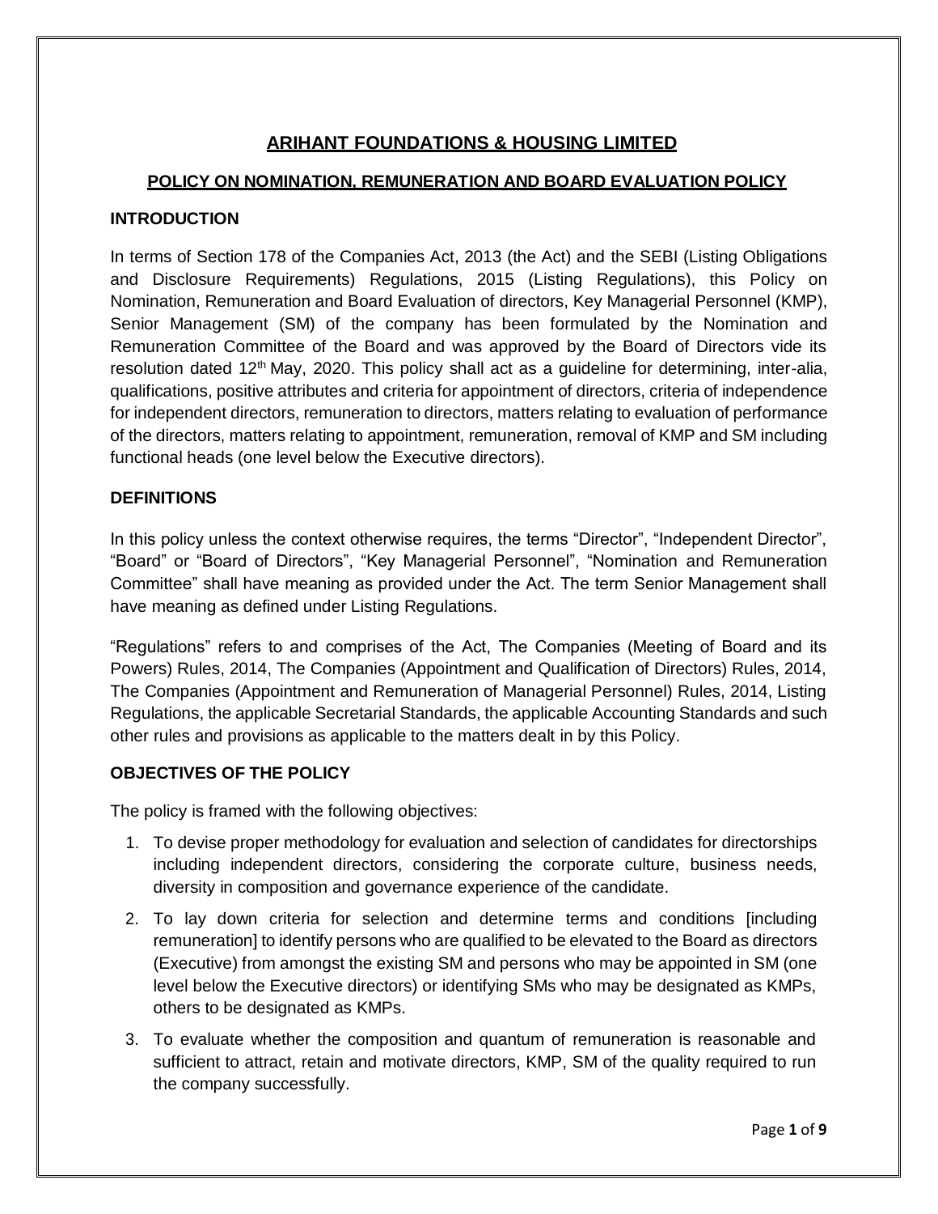# ARIHANT FOUNDATIONS & HOUSING LIMITED

## POLICY ON NOMINATION, REMUNERATION AND BOARD EVALUATION POLICY

### INTRODUCTION

In terms of Section 178 of the Companies Act, 2013 (the Act) and the SEBI (Listing Obligations and Disclosure Requirements) Regulations, 2015 (Listing Regulations), this Policy on Nomination, Remuneration and Board Evaluation of directors, Key Managerial Personnel (KMP), Senior Management (SM) of the company has been formulated by the Nomination and Remuneration Committee of the Board and was approved by the Board of Directors vide its resolution dated 12th May, 2020. This policy shall act as a guideline for determining, inter-alia, qualifications, positive attributes and criteria for appointment of directors, criteria of independence for independent directors, remuneration to directors, matters relating to evaluation of performance of the directors, matters relating to appointment, remuneration, removal of KMP and SM including functional heads (one level below the Executive directors).

### DEFINITIONS

In this policy unless the context otherwise requires, the terms "Director", "Independent Director", "Board" or "Board of Directors", "Key Managerial Personnel", "Nomination and Remuneration Committee" shall have meaning as provided under the Act. The term Senior Management shall have meaning as defined under Listing Regulations.

"Regulations" refers to and comprises of the Act, The Companies (Meeting of Board and its Powers) Rules, 2014, The Companies (Appointment and Qualification of Directors) Rules, 2014, The Companies (Appointment and Remuneration of Managerial Personnel) Rules, 2014, Listing Regulations, the applicable Secretarial Standards, the applicable Accounting Standards and such other rules and provisions as applicable to the matters dealt in by this Policy.

### OBJECTIVES OF THE POLICY

The policy is framed with the following objectives:

1. To devise proper methodology for evaluation and selection of candidates for directorships including independent directors, considering the corporate culture, business needs, diversity in composition and governance experience of the candidate.
2. To lay down criteria for selection and determine terms and conditions [including remuneration] to identify persons who are qualified to be elevated to the Board as directors (Executive) from amongst the existing SM and persons who may be appointed in SM (one level below the Executive directors) or identifying SMs who may be designated as KMPs, others to be designated as KMPs.
3. To evaluate whether the composition and quantum of remuneration is reasonable and sufficient to attract, retain and motivate directors, KMP, SM of the quality required to run the company successfully.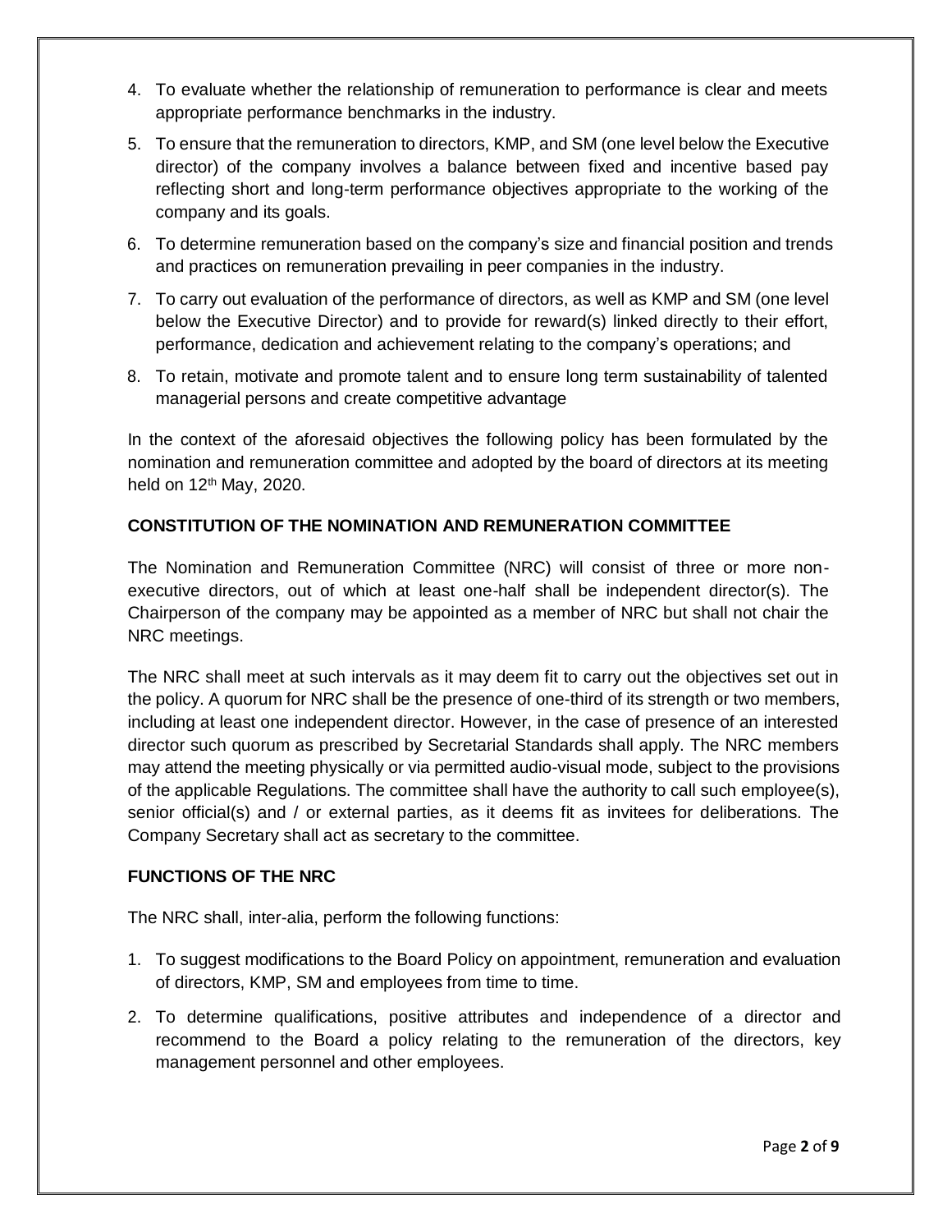4. To evaluate whether the relationship of remuneration to performance is clear and meets appropriate performance benchmarks in the industry.
5. To ensure that the remuneration to directors, KMP, and SM (one level below the Executive director) of the company involves a balance between fixed and incentive based pay reflecting short and long-term performance objectives appropriate to the working of the company and its goals.
6. To determine remuneration based on the company's size and financial position and trends and practices on remuneration prevailing in peer companies in the industry.
7. To carry out evaluation of the performance of directors, as well as KMP and SM (one level below the Executive Director) and to provide for reward(s) linked directly to their effort, performance, dedication and achievement relating to the company's operations; and
8. To retain, motivate and promote talent and to ensure long term sustainability of talented managerial persons and create competitive advantage

In the context of the aforesaid objectives the following policy has been formulated by the nomination and remuneration committee and adopted by the board of directors at its meeting held on 12th May, 2020.

**CONSTITUTION OF THE NOMINATION AND REMUNERATION COMMITTEE**

The Nomination and Remuneration Committee (NRC) will consist of three or more non-executive directors, out of which at least one-half shall be independent director(s). The Chairperson of the company may be appointed as a member of NRC but shall not chair the NRC meetings.

The NRC shall meet at such intervals as it may deem fit to carry out the objectives set out in the policy. A quorum for NRC shall be the presence of one-third of its strength or two members, including at least one independent director. However, in the case of presence of an interested director such quorum as prescribed by Secretarial Standards shall apply. The NRC members may attend the meeting physically or via permitted audio-visual mode, subject to the provisions of the applicable Regulations. The committee shall have the authority to call such employee(s), senior official(s) and / or external parties, as it deems fit as invitees for deliberations. The Company Secretary shall act as secretary to the committee.

**FUNCTIONS OF THE NRC**

The NRC shall, inter-alia, perform the following functions:

1. To suggest modifications to the Board Policy on appointment, remuneration and evaluation of directors, KMP, SM and employees from time to time.
2. To determine qualifications, positive attributes and independence of a director and recommend to the Board a policy relating to the remuneration of the directors, key management personnel and other employees.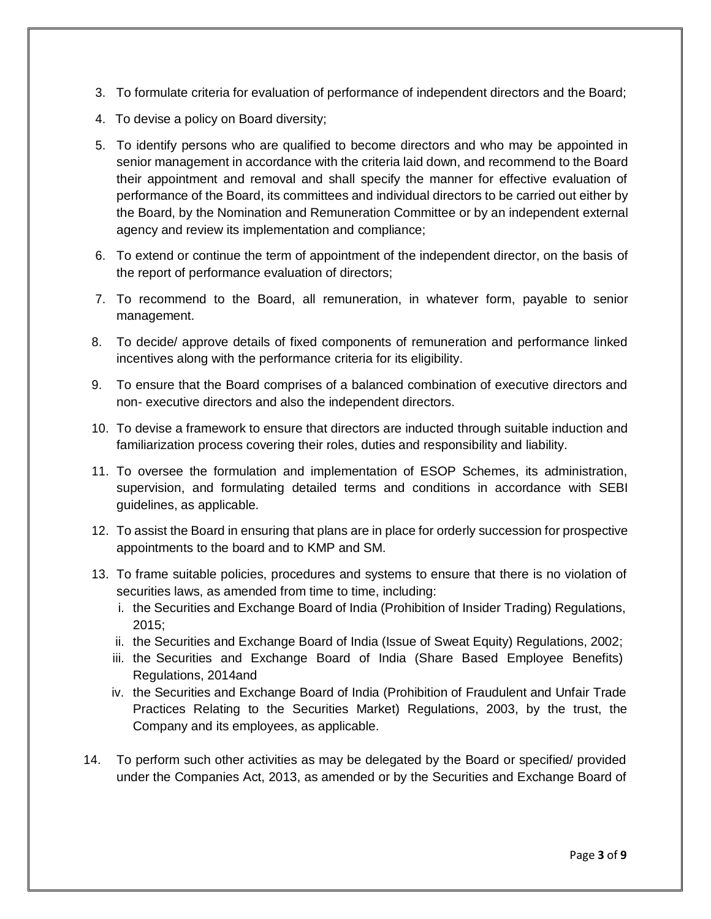3. To formulate criteria for evaluation of performance of independent directors and the Board;
4. To devise a policy on Board diversity;
5. To identify persons who are qualified to become directors and who may be appointed in senior management in accordance with the criteria laid down, and recommend to the Board their appointment and removal and shall specify the manner for effective evaluation of performance of the Board, its committees and individual directors to be carried out either by the Board, by the Nomination and Remuneration Committee or by an independent external agency and review its implementation and compliance;
6. To extend or continue the term of appointment of the independent director, on the basis of the report of performance evaluation of directors;
7. To recommend to the Board, all remuneration, in whatever form, payable to senior management.
8. To decide/ approve details of fixed components of remuneration and performance linked incentives along with the performance criteria for its eligibility.
9. To ensure that the Board comprises of a balanced combination of executive directors and non- executive directors and also the independent directors.
10. To devise a framework to ensure that directors are inducted through suitable induction and familiarization process covering their roles, duties and responsibility and liability.
11. To oversee the formulation and implementation of ESOP Schemes, its administration, supervision, and formulating detailed terms and conditions in accordance with SEBI guidelines, as applicable.
12. To assist the Board in ensuring that plans are in place for orderly succession for prospective appointments to the board and to KMP and SM.
13. To frame suitable policies, procedures and systems to ensure that there is no violation of securities laws, as amended from time to time, including:
    1. the Securities and Exchange Board of India (Prohibition of Insider Trading) Regulations, 2015;
    2. the Securities and Exchange Board of India (Issue of Sweat Equity) Regulations, 2002;
    3. the Securities and Exchange Board of India (Share Based Employee Benefits) Regulations, 2014and
    4. the Securities and Exchange Board of India (Prohibition of Fraudulent and Unfair Trade Practices Relating to the Securities Market) Regulations, 2003, by the trust, the Company and its employees, as applicable.
14. To perform such other activities as may be delegated by the Board or specified/ provided under the Companies Act, 2013, as amended or by the Securities and Exchange Board of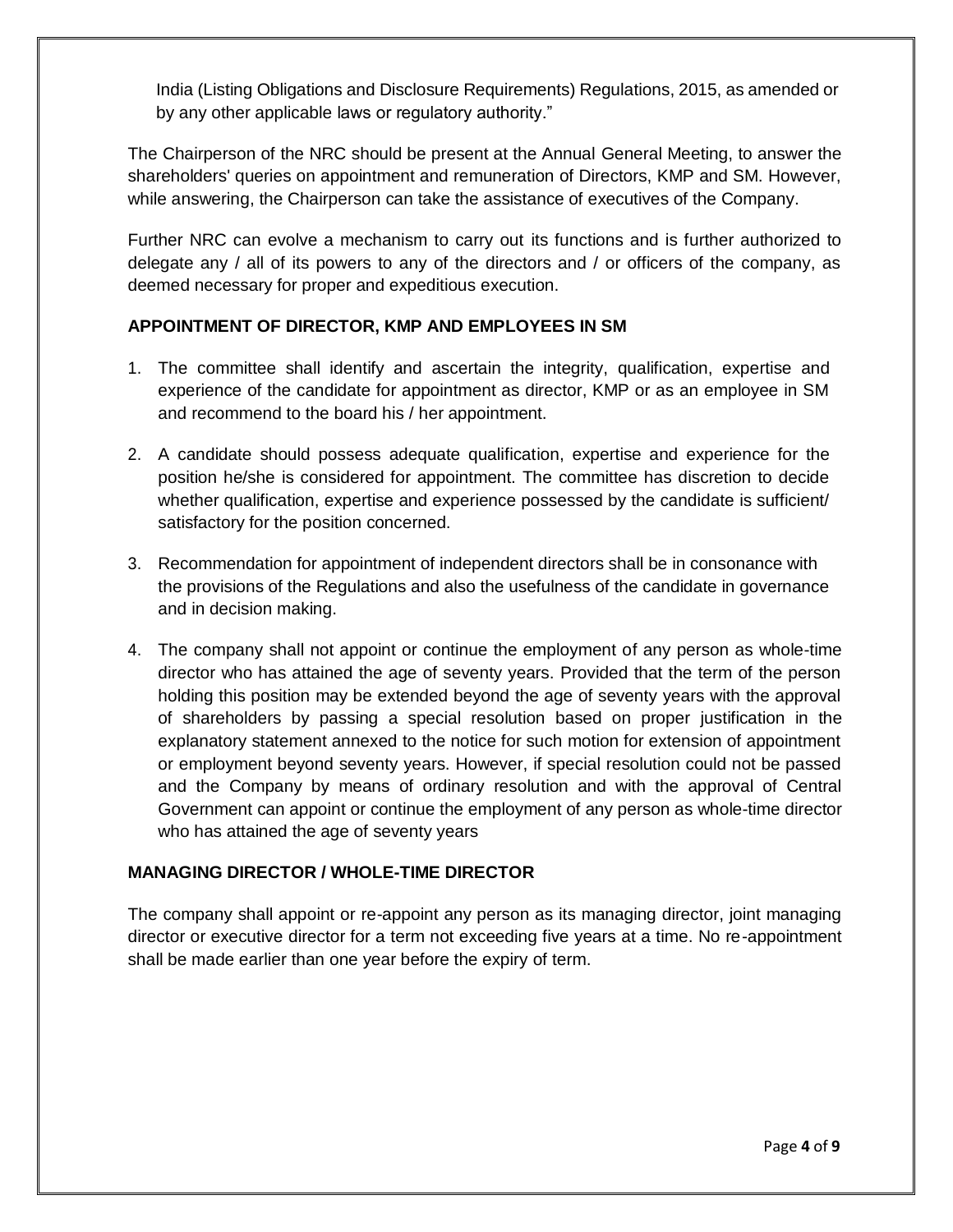India (Listing Obligations and Disclosure Requirements) Regulations, 2015, as amended or by any other applicable laws or regulatory authority."

The Chairperson of the NRC should be present at the Annual General Meeting, to answer the shareholders' queries on appointment and remuneration of Directors, KMP and SM. However, while answering, the Chairperson can take the assistance of executives of the Company.

Further NRC can evolve a mechanism to carry out its functions and is further authorized to delegate any / all of its powers to any of the directors and / or officers of the company, as deemed necessary for proper and expeditious execution.

**APPOINTMENT OF DIRECTOR, KMP AND EMPLOYEES IN SM**

1. The committee shall identify and ascertain the integrity, qualification, expertise and experience of the candidate for appointment as director, KMP or as an employee in SM and recommend to the board his / her appointment.
2. A candidate should possess adequate qualification, expertise and experience for the position he/she is considered for appointment. The committee has discretion to decide whether qualification, expertise and experience possessed by the candidate is sufficient/ satisfactory for the position concerned.
3. Recommendation for appointment of independent directors shall be in consonance with the provisions of the Regulations and also the usefulness of the candidate in governance and in decision making.
4. The company shall not appoint or continue the employment of any person as whole-time director who has attained the age of seventy years. Provided that the term of the person holding this position may be extended beyond the age of seventy years with the approval of shareholders by passing a special resolution based on proper justification in the explanatory statement annexed to the notice for such motion for extension of appointment or employment beyond seventy years. However, if special resolution could not be passed and the Company by means of ordinary resolution and with the approval of Central Government can appoint or continue the employment of any person as whole-time director who has attained the age of seventy years

**MANAGING DIRECTOR / WHOLE-TIME DIRECTOR**

The company shall appoint or re-appoint any person as its managing director, joint managing director or executive director for a term not exceeding five years at a time. No re-appointment shall be made earlier than one year before the expiry of term.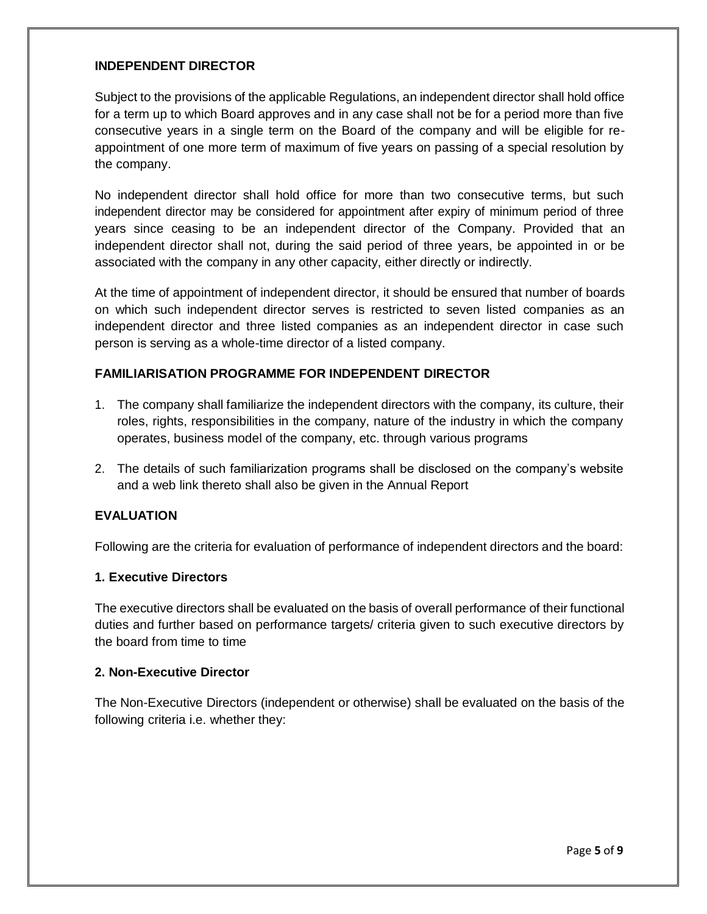## INDEPENDENT DIRECTOR

Subject to the provisions of the applicable Regulations, an independent director shall hold office for a term up to which Board approves and in any case shall not be for a period more than five consecutive years in a single term on the Board of the company and will be eligible for re-appointment of one more term of maximum of five years on passing of a special resolution by the company.

No independent director shall hold office for more than two consecutive terms, but such independent director may be considered for appointment after expiry of minimum period of three years since ceasing to be an independent director of the Company. Provided that an independent director shall not, during the said period of three years, be appointed in or be associated with the company in any other capacity, either directly or indirectly.

At the time of appointment of independent director, it should be ensured that number of boards on which such independent director serves is restricted to seven listed companies as an independent director and three listed companies as an independent director in case such person is serving as a whole-time director of a listed company.

## FAMILIARISATION PROGRAMME FOR INDEPENDENT DIRECTOR

1. The company shall familiarize the independent directors with the company, its culture, their roles, rights, responsibilities in the company, nature of the industry in which the company operates, business model of the company, etc. through various programs
2. The details of such familiarization programs shall be disclosed on the company's website and a web link thereto shall also be given in the Annual Report

## EVALUATION

Following are the criteria for evaluation of performance of independent directors and the board:

### 1. Executive Directors

The executive directors shall be evaluated on the basis of overall performance of their functional duties and further based on performance targets/ criteria given to such executive directors by the board from time to time

### 2. Non-Executive Director

The Non-Executive Directors (independent or otherwise) shall be evaluated on the basis of the following criteria i.e. whether they: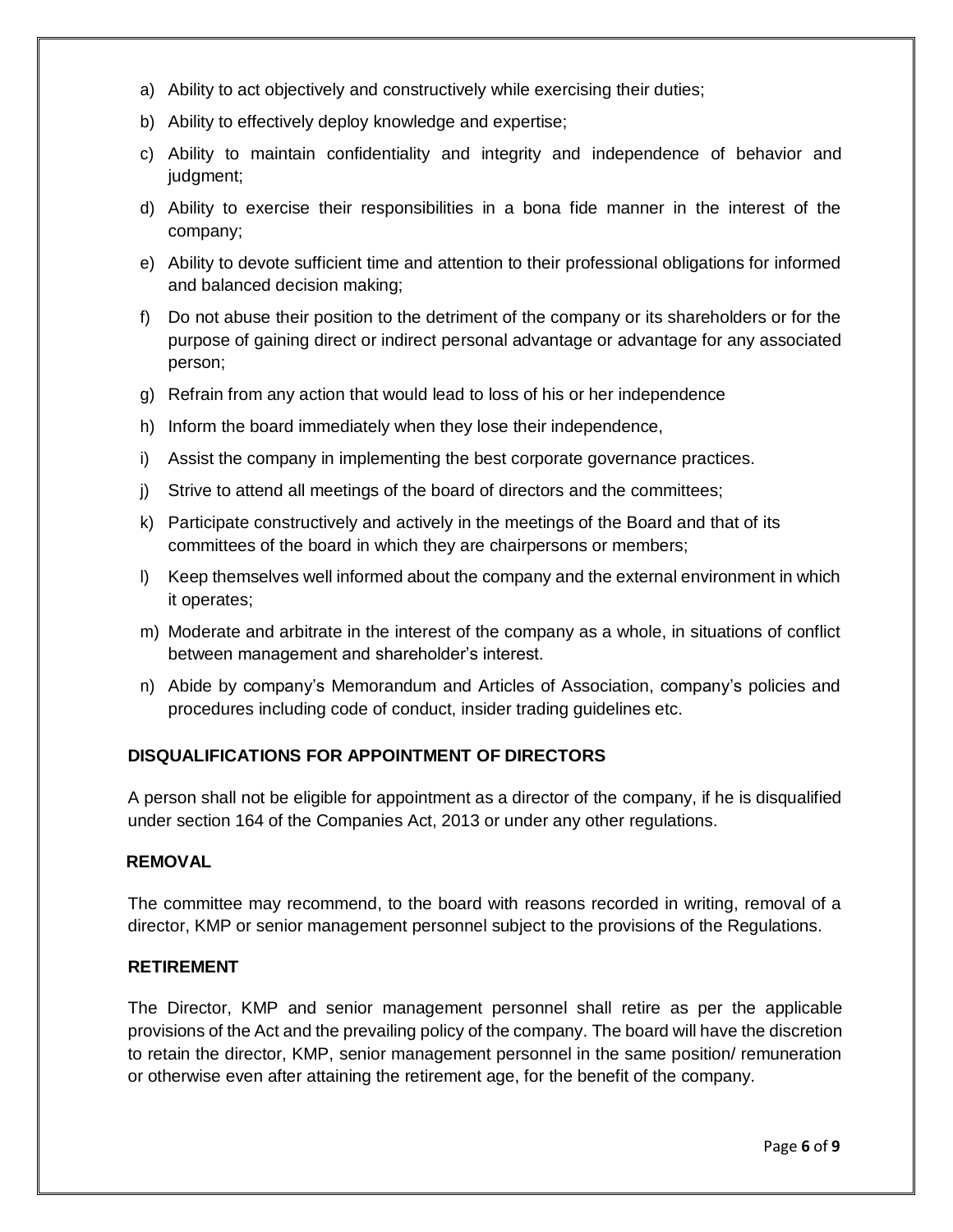a) Ability to act objectively and constructively while exercising their duties;
b) Ability to effectively deploy knowledge and expertise;
c) Ability to maintain confidentiality and integrity and independence of behavior and judgment;
d) Ability to exercise their responsibilities in a bona fide manner in the interest of the company;
e) Ability to devote sufficient time and attention to their professional obligations for informed and balanced decision making;
f) Do not abuse their position to the detriment of the company or its shareholders or for the purpose of gaining direct or indirect personal advantage or advantage for any associated person;
g) Refrain from any action that would lead to loss of his or her independence
h) Inform the board immediately when they lose their independence,
i) Assist the company in implementing the best corporate governance practices.
j) Strive to attend all meetings of the board of directors and the committees;
k) Participate constructively and actively in the meetings of the Board and that of its committees of the board in which they are chairpersons or members;
l) Keep themselves well informed about the company and the external environment in which it operates;
m) Moderate and arbitrate in the interest of the company as a whole, in situations of conflict between management and shareholder's interest.
n) Abide by company's Memorandum and Articles of Association, company's policies and procedures including code of conduct, insider trading guidelines etc.

**DISQUALIFICATIONS FOR APPOINTMENT OF DIRECTORS**

A person shall not be eligible for appointment as a director of the company, if he is disqualified under section 164 of the Companies Act, 2013 or under any other regulations.

**REMOVAL**

The committee may recommend, to the board with reasons recorded in writing, removal of a director, KMP or senior management personnel subject to the provisions of the Regulations.

**RETIREMENT**

The Director, KMP and senior management personnel shall retire as per the applicable provisions of the Act and the prevailing policy of the company. The board will have the discretion to retain the director, KMP, senior management personnel in the same position/ remuneration or otherwise even after attaining the retirement age, for the benefit of the company.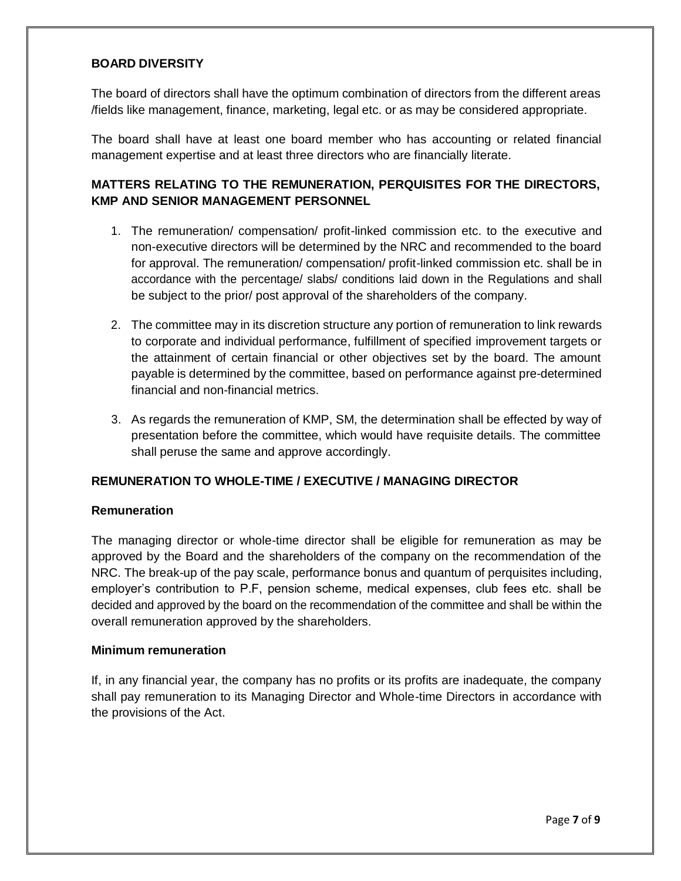## BOARD DIVERSITY

The board of directors shall have the optimum combination of directors from the different areas /fields like management, finance, marketing, legal etc. or as may be considered appropriate.

The board shall have at least one board member who has accounting or related financial management expertise and at least three directors who are financially literate.

## MATTERS RELATING TO THE REMUNERATION, PERQUISITES FOR THE DIRECTORS, KMP AND SENIOR MANAGEMENT PERSONNEL

1. The remuneration/ compensation/ profit-linked commission etc. to the executive and non-executive directors will be determined by the NRC and recommended to the board for approval. The remuneration/ compensation/ profit-linked commission etc. shall be in accordance with the percentage/ slabs/ conditions laid down in the Regulations and shall be subject to the prior/ post approval of the shareholders of the company.

2. The committee may in its discretion structure any portion of remuneration to link rewards to corporate and individual performance, fulfillment of specified improvement targets or the attainment of certain financial or other objectives set by the board. The amount payable is determined by the committee, based on performance against pre-determined financial and non-financial metrics.

3. As regards the remuneration of KMP, SM, the determination shall be effected by way of presentation before the committee, which would have requisite details. The committee shall peruse the same and approve accordingly.

## REMUNERATION TO WHOLE-TIME / EXECUTIVE / MANAGING DIRECTOR

### Remuneration

The managing director or whole-time director shall be eligible for remuneration as may be approved by the Board and the shareholders of the company on the recommendation of the NRC. The break-up of the pay scale, performance bonus and quantum of perquisites including, employer's contribution to P.F, pension scheme, medical expenses, club fees etc. shall be decided and approved by the board on the recommendation of the committee and shall be within the overall remuneration approved by the shareholders.

### Minimum remuneration

If, in any financial year, the company has no profits or its profits are inadequate, the company shall pay remuneration to its Managing Director and Whole-time Directors in accordance with the provisions of the Act.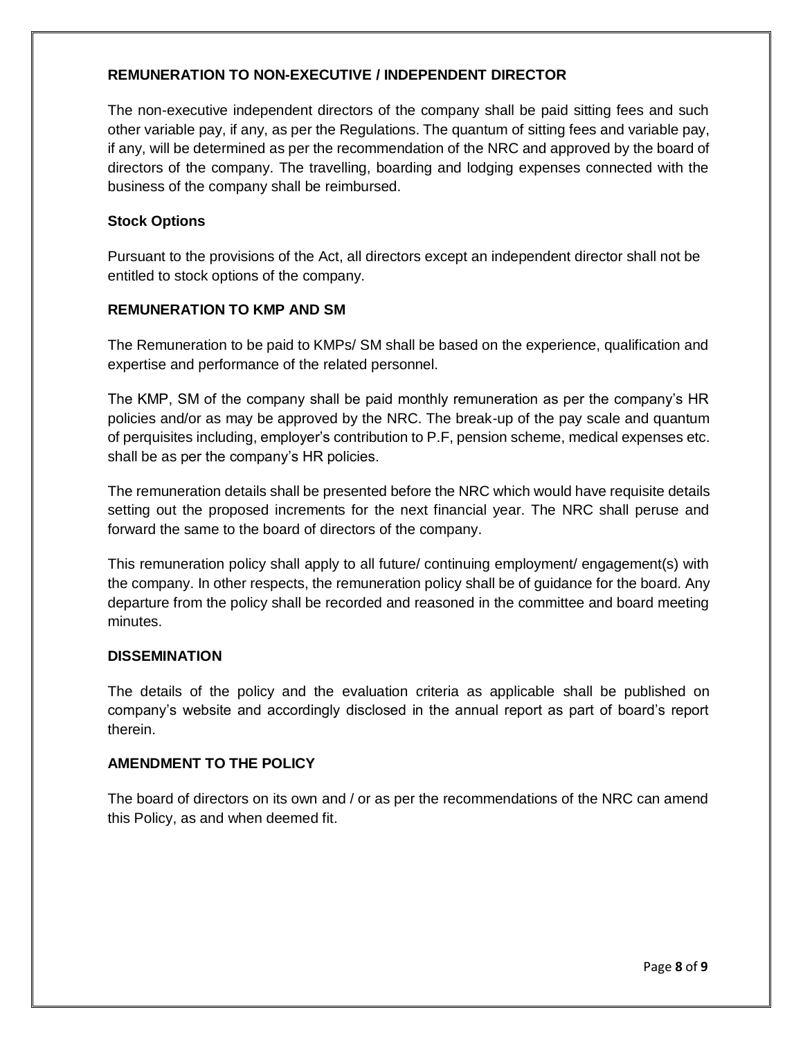## REMUNERATION TO NON-EXECUTIVE / INDEPENDENT DIRECTOR

The non-executive independent directors of the company shall be paid sitting fees and such other variable pay, if any, as per the Regulations. The quantum of sitting fees and variable pay, if any, will be determined as per the recommendation of the NRC and approved by the board of directors of the company. The travelling, boarding and lodging expenses connected with the business of the company shall be reimbursed.

### Stock Options

Pursuant to the provisions of the Act, all directors except an independent director shall not be entitled to stock options of the company.

## REMUNERATION TO KMP AND SM

The Remuneration to be paid to KMPs/ SM shall be based on the experience, qualification and expertise and performance of the related personnel.

The KMP, SM of the company shall be paid monthly remuneration as per the company's HR policies and/or as may be approved by the NRC. The break-up of the pay scale and quantum of perquisites including, employer's contribution to P.F, pension scheme, medical expenses etc. shall be as per the company's HR policies.

The remuneration details shall be presented before the NRC which would have requisite details setting out the proposed increments for the next financial year. The NRC shall peruse and forward the same to the board of directors of the company.

This remuneration policy shall apply to all future/ continuing employment/ engagement(s) with the company. In other respects, the remuneration policy shall be of guidance for the board. Any departure from the policy shall be recorded and reasoned in the committee and board meeting minutes.

## DISSEMINATION

The details of the policy and the evaluation criteria as applicable shall be published on company's website and accordingly disclosed in the annual report as part of board's report therein.

## AMENDMENT TO THE POLICY

The board of directors on its own and / or as per the recommendations of the NRC can amend this Policy, as and when deemed fit.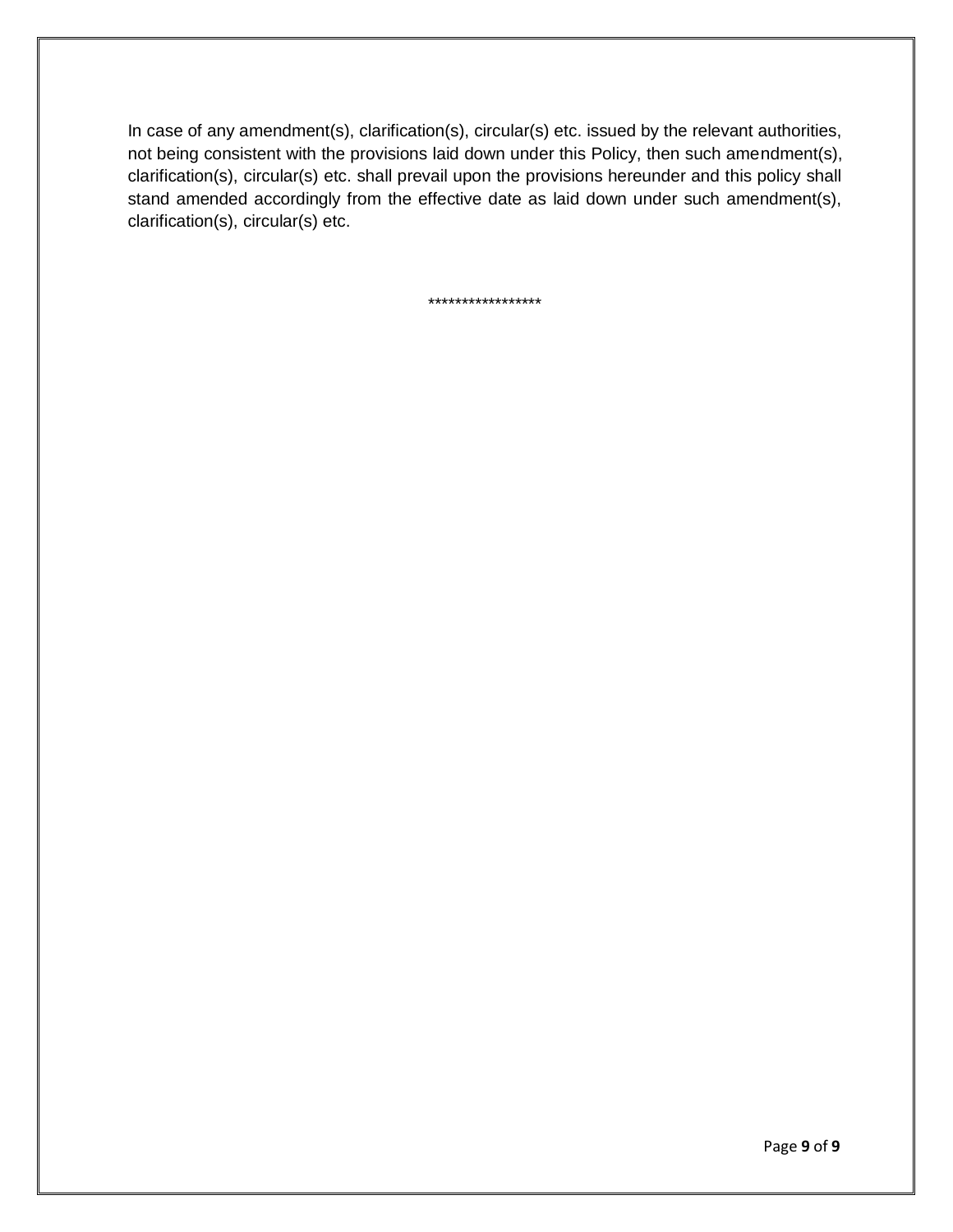In case of any amendment(s), clarification(s), circular(s) etc. issued by the relevant authorities, not being consistent with the provisions laid down under this Policy, then such amendment(s), clarification(s), circular(s) etc. shall prevail upon the provisions hereunder and this policy shall stand amended accordingly from the effective date as laid down under such amendment(s), clarification(s), circular(s) etc.

*****************